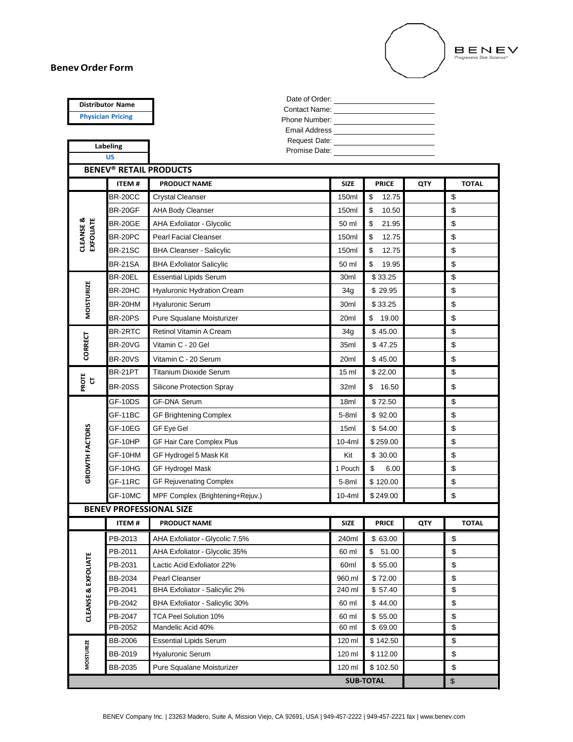# Benev Order Form

BENEV
Progressive Skin Science™

| Distributor Name |
|---|
| Physician Pricing |

| Labeling |
|---|
| US |

Date of Order: \_\_\_\_\_\_\_\_\_\_\_\_\_\_\_\_\_\_\_\_
Contact Name: \_\_\_\_\_\_\_\_\_\_\_\_\_\_\_\_\_\_\_\_
Phone Number: \_\_\_\_\_\_\_\_\_\_\_\_\_\_\_\_\_\_\_\_
Email Address \_\_\_\_\_\_\_\_\_\_\_\_\_\_\_\_\_\_\_\_
Request Date: \_\_\_\_\_\_\_\_\_\_\_\_\_\_\_\_\_\_\_\_
Promise Date: \_\_\_\_\_\_\_\_\_\_\_\_\_\_\_\_\_\_\_\_

## BENEV® RETAIL PRODUCTS

| | ITEM # | PRODUCT NAME | SIZE | PRICE | QTY | TOTAL |
|---|---|---|---|---|---|---|
| CLEANSE & EXFOLIATE | BR-20CC | Crystal Cleanser | 150ml | $ 12.75 | | $ |
| | BR-20GF | AHA Body Cleanser | 150ml | $ 10.50 | | $ |
| | BR-20GE | AHA Exfoliator - Glycolic | 50 ml | $ 21.95 | | $ |
| | BR-20PC | Pearl Facial Cleanser | 150ml | $ 12.75 | | $ |
| | BR-21SC | BHA Cleanser - Salicylic | 150ml | $ 12.75 | | $ |
| | BR-21SA | BHA Exfoliator Salicylic | 50 ml | $ 19.95 | | $ |
| MOISTURIZE | BR-20EL | Essential Lipids Serum | 30ml | $ 33.25 | | $ |
| | BR-20HC | Hyaluronic Hydration Cream | 34g | $ 29.95 | | $ |
| | BR-20HM | Hyaluronic Serum | 30ml | $ 33.25 | | $ |
| | BR-20PS | Pure Squalane Moisturizer | 20ml | $ 19.00 | | $ |
| CORRECT | BR-2RTC | Retinol Vitamin A Cream | 34g | $ 45.00 | | $ |
| | BR-20VG | Vitamin C - 20 Gel | 35ml | $ 47.25 | | $ |
| | BR-20VS | Vitamin C - 20 Serum | 20ml | $ 45.00 | | $ |
| PROTECT | BR-21PT | Titanium Dioxide Serum | 15 ml | $ 22.00 | | $ |
| | BR-20SS | Silicone Protection Spray | 32ml | $ 16.50 | | $ |
| GROWTH FACTORS | GF-10DS | GF-DNA Serum | 18ml | $ 72.50 | | $ |
| | GF-11BC | GF Brightening Complex | 5-8ml | $ 92.00 | | $ |
| | GF-10EG | GF Eye Gel | 15ml | $ 54.00 | | $ |
| | GF-10HP | GF Hair Care Complex Plus | 10-4ml | $ 259.00 | | $ |
| | GF-10HM | GF Hydrogel 5 Mask Kit | Kit | $ 30.00 | | $ |
| | GF-10HG | GF Hydrogel Mask | 1 Pouch | $ 6.00 | | $ |
| | GF-11RC | GF Rejuvenating Complex | 5-8ml | $ 120.00 | | $ |
| | GF-10MC | MPF Complex (Brightening+Rejuv.) | 10-4ml | $ 249.00 | | $ |

## BENEV PROFESSIONAL SIZE

| | ITEM # | PRODUCT NAME | SIZE | PRICE | QTY | TOTAL |
|---|---|---|---|---|---|---|
| CLEANSE & EXFOLIATE | PB-2013 | AHA Exfoliator - Glycolic 7.5% | 240ml | $ 63.00 | | $ |
| | PB-2011 | AHA Exfoliator - Glycolic 35% | 60 ml | $ 51.00 | | $ |
| | PB-2031 | Lactic Acid Exfoliator 22% | 60ml | $ 55.00 | | $ |
| | BB-2034 | Pearl Cleanser | 960 ml | $ 72.00 | | $ |
| | PB-2041 | BHA Exfoliator - Salicylic 2% | 240 ml | $ 57.40 | | $ |
| | PB-2042 | BHA Exfoliator - Salicylic 30% | 60 ml | $ 44.00 | | $ |
| | PB-2047 | TCA Peel Solution 10% | 60 ml | $ 55.00 | | $ |
| | PB-2052 | Mandelic Acid 40% | 60 ml | $ 69.00 | | $ |
| MOISTURIZE | BB-2006 | Essential Lipids Serum | 120 ml | $ 142.50 | | $ |
| | BB-2019 | Hyaluronic Serum | 120 ml | $ 112.00 | | $ |
| | BB-2035 | Pure Squalane Moisturizer | 120 ml | $ 102.50 | | $ |
| | | | SUB-TOTAL | | | $ |

BENEV Company Inc. | 23263 Madero, Suite A, Mission Viejo, CA 92691, USA | 949-457-2222 | 949-457-2221 fax | www.benev.com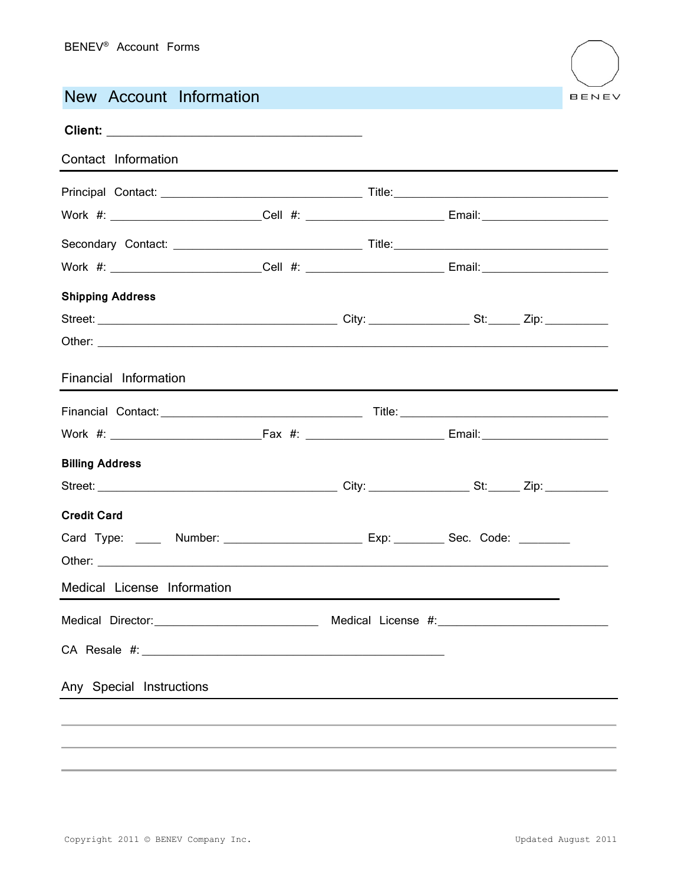BENEV® Account Forms

BENEV

## New Account Information

**Client:** ______________________________________

### Contact Information

Principal Contact: ______________________________ Title: ________________________________

Work #: ______________________ Cell #: ____________________ Email: ___________________

Secondary Contact: ______________________________ Title: ________________________________

Work #: ______________________ Cell #: ____________________ Email: ___________________

**Shipping Address**

Street: ___________________________________ City: _______________ St: _____ Zip: __________

Other: ______________________________________________________________________________

### Financial Information

Financial Contact: ______________________________ Title: ________________________________

Work #: ______________________ Fax #: ____________________ Email: ___________________

**Billing Address**

Street: ___________________________________ City: _______________ St: _____ Zip: __________

**Credit Card**

Card Type: ____ Number: ____________________ Exp: ________ Sec. Code: ________

Other: ______________________________________________________________________________

### Medical License Information

Medical Director: ________________________ Medical License #: __________________________

CA Resale #: ____________________________________________

### Any Special Instructions

_____________________________________________________________________________________

_____________________________________________________________________________________

_____________________________________________________________________________________

Copyright 2011 © BENEV Company Inc.

Updated August 2011